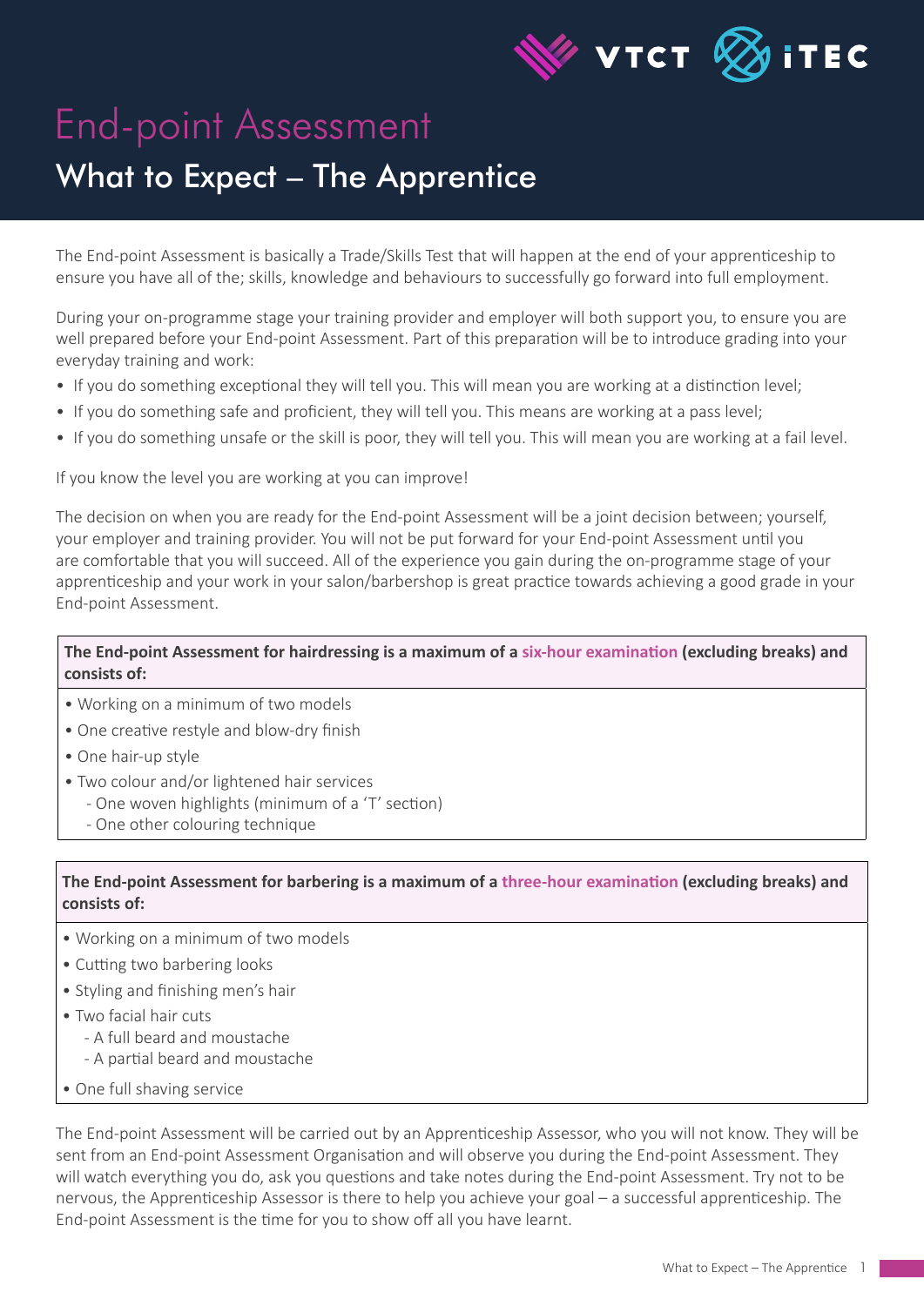# End-point Assessment

## What to Expect – The Apprentice

The End-point Assessment is basically a Trade/Skills Test that will happen at the end of your apprenticeship to ensure you have all of the; skills, knowledge and behaviours to successfully go forward into full employment.

During your on-programme stage your training provider and employer will both support you, to ensure you are well prepared before your End-point Assessment. Part of this preparation will be to introduce grading into your everyday training and work:

- If you do something exceptional they will tell you. This will mean you are working at a distinction level;
- If you do something safe and proficient, they will tell you. This means are working at a pass level;
- If you do something unsafe or the skill is poor, they will tell you. This will mean you are working at a fail level.

If you know the level you are working at you can improve!

The decision on when you are ready for the End-point Assessment will be a joint decision between; yourself, your employer and training provider. You will not be put forward for your End-point Assessment until you are comfortable that you will succeed. All of the experience you gain during the on-programme stage of your apprenticeship and your work in your salon/barbershop is great practice towards achieving a good grade in your End-point Assessment.

**The End-point Assessment for hairdressing is a maximum of a six-hour examination (excluding breaks) and consists of:**

- Working on a minimum of two models
- One creative restyle and blow-dry finish
- One hair-up style
- Two colour and/or lightened hair services
  - One woven highlights (minimum of a 'T' section)
  - One other colouring technique

**The End-point Assessment for barbering is a maximum of a three-hour examination (excluding breaks) and consists of:**

- Working on a minimum of two models
- Cutting two barbering looks
- Styling and finishing men's hair
- Two facial hair cuts
  - A full beard and moustache
  - A partial beard and moustache
- One full shaving service

The End-point Assessment will be carried out by an Apprenticeship Assessor, who you will not know. They will be sent from an End-point Assessment Organisation and will observe you during the End-point Assessment. They will watch everything you do, ask you questions and take notes during the End-point Assessment. Try not to be nervous, the Apprenticeship Assessor is there to help you achieve your goal – a successful apprenticeship. The End-point Assessment is the time for you to show off all you have learnt.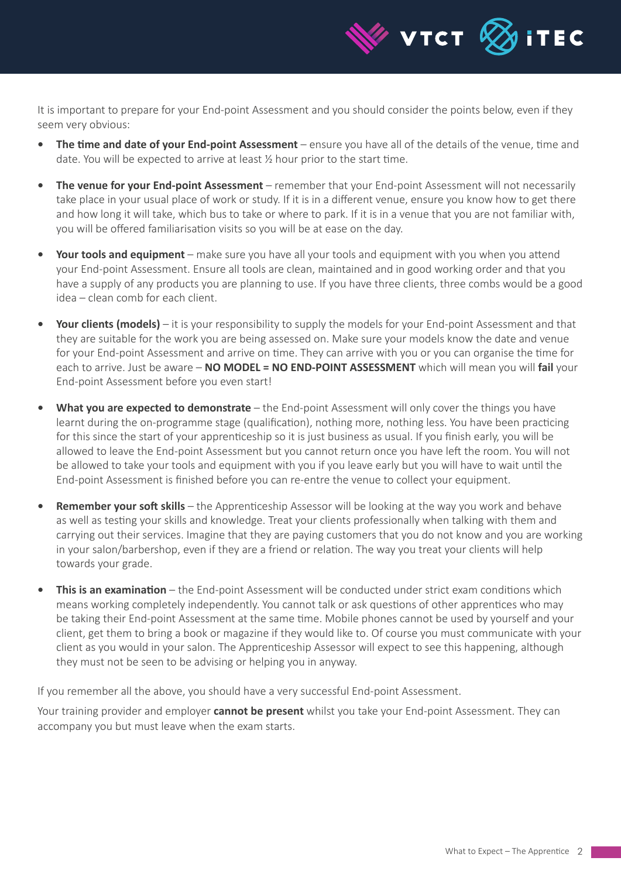It is important to prepare for your End-point Assessment and you should consider the points below, even if they seem very obvious:

- **The time and date of your End-point Assessment** – ensure you have all of the details of the venue, time and date. You will be expected to arrive at least ½ hour prior to the start time.

- **The venue for your End-point Assessment** – remember that your End-point Assessment will not necessarily take place in your usual place of work or study. If it is in a different venue, ensure you know how to get there and how long it will take, which bus to take or where to park. If it is in a venue that you are not familiar with, you will be offered familiarisation visits so you will be at ease on the day.

- **Your tools and equipment** – make sure you have all your tools and equipment with you when you attend your End-point Assessment. Ensure all tools are clean, maintained and in good working order and that you have a supply of any products you are planning to use. If you have three clients, three combs would be a good idea – clean comb for each client.

- **Your clients (models)** – it is your responsibility to supply the models for your End-point Assessment and that they are suitable for the work you are being assessed on. Make sure your models know the date and venue for your End-point Assessment and arrive on time. They can arrive with you or you can organise the time for each to arrive. Just be aware – **NO MODEL = NO END-POINT ASSESSMENT** which will mean you will **fail** your End-point Assessment before you even start!

- **What you are expected to demonstrate** – the End-point Assessment will only cover the things you have learnt during the on-programme stage (qualification), nothing more, nothing less. You have been practicing for this since the start of your apprenticeship so it is just business as usual. If you finish early, you will be allowed to leave the End-point Assessment but you cannot return once you have left the room. You will not be allowed to take your tools and equipment with you if you leave early but you will have to wait until the End-point Assessment is finished before you can re-entre the venue to collect your equipment.

- **Remember your soft skills** – the Apprenticeship Assessor will be looking at the way you work and behave as well as testing your skills and knowledge. Treat your clients professionally when talking with them and carrying out their services. Imagine that they are paying customers that you do not know and you are working in your salon/barbershop, even if they are a friend or relation. The way you treat your clients will help towards your grade.

- **This is an examination** – the End-point Assessment will be conducted under strict exam conditions which means working completely independently. You cannot talk or ask questions of other apprentices who may be taking their End-point Assessment at the same time. Mobile phones cannot be used by yourself and your client, get them to bring a book or magazine if they would like to. Of course you must communicate with your client as you would in your salon. The Apprenticeship Assessor will expect to see this happening, although they must not be seen to be advising or helping you in anyway.

If you remember all the above, you should have a very successful End-point Assessment.

Your training provider and employer **cannot be present** whilst you take your End-point Assessment. They can accompany you but must leave when the exam starts.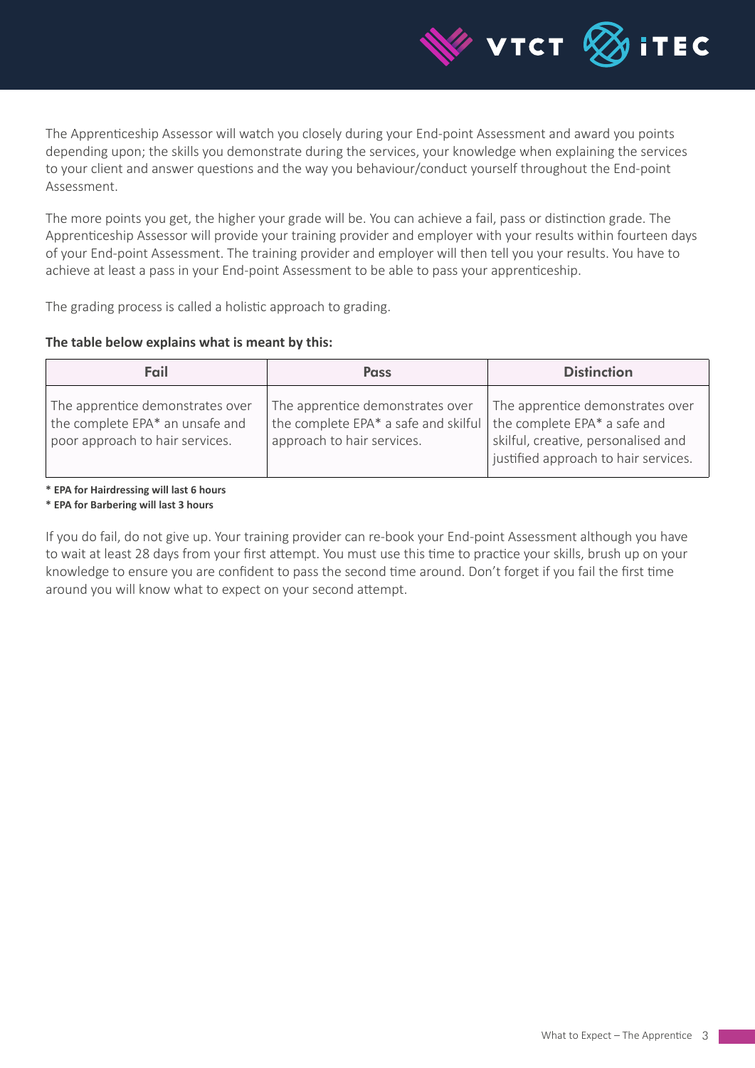The Apprenticeship Assessor will watch you closely during your End-point Assessment and award you points depending upon; the skills you demonstrate during the services, your knowledge when explaining the services to your client and answer questions and the way you behaviour/conduct yourself throughout the End-point Assessment.

The more points you get, the higher your grade will be. You can achieve a fail, pass or distinction grade. The Apprenticeship Assessor will provide your training provider and employer with your results within fourteen days of your End-point Assessment. The training provider and employer will then tell you your results. You have to achieve at least a pass in your End-point Assessment to be able to pass your apprenticeship.

The grading process is called a holistic approach to grading.

**The table below explains what is meant by this:**

| Fail | Pass | Distinction |
|---|---|---|
| The apprentice demonstrates over the complete EPA* an unsafe and poor approach to hair services. | The apprentice demonstrates over the complete EPA* a safe and skilful approach to hair services. | The apprentice demonstrates over the complete EPA* a safe and skilful, creative, personalised and justified approach to hair services. |

**\* EPA for Hairdressing will last 6 hours**

**\* EPA for Barbering will last 3 hours**

If you do fail, do not give up. Your training provider can re-book your End-point Assessment although you have to wait at least 28 days from your first attempt. You must use this time to practice your skills, brush up on your knowledge to ensure you are confident to pass the second time around. Don't forget if you fail the first time around you will know what to expect on your second attempt.